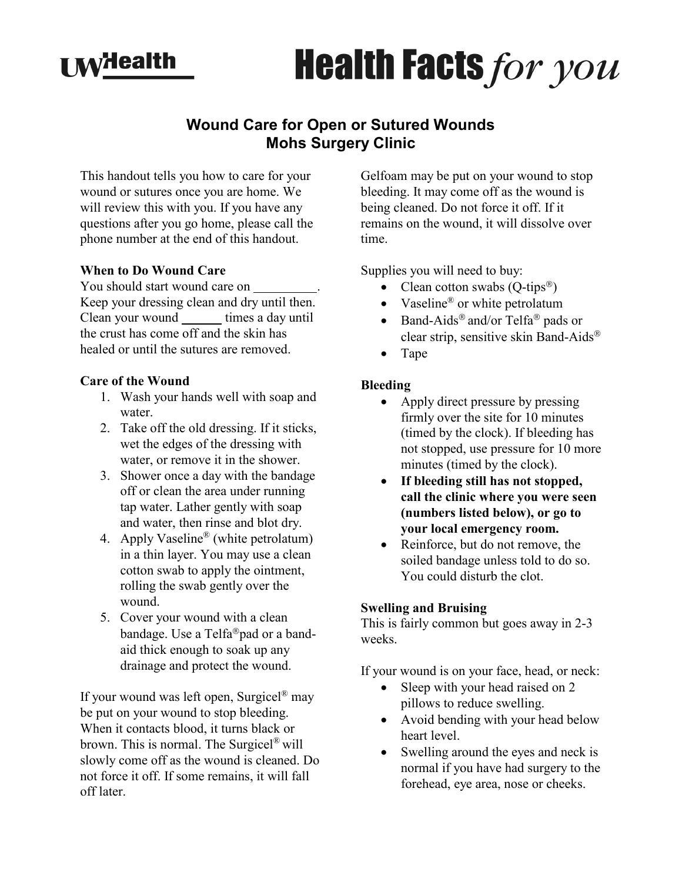# Health Facts *for you*

## Wound Care for Open or Sutured Wounds
## Mohs Surgery Clinic

This handout tells you how to care for your wound or sutures once you are home. We will review this with you. If you have any questions after you go home, please call the phone number at the end of this handout.

**When to Do Wound Care**

You should start wound care on __________. Keep your dressing clean and dry until then. Clean your wound ______ times a day until the crust has come off and the skin has healed or until the sutures are removed.

**Care of the Wound**

1. Wash your hands well with soap and water.
2. Take off the old dressing. If it sticks, wet the edges of the dressing with water, or remove it in the shower.
3. Shower once a day with the bandage off or clean the area under running tap water. Lather gently with soap and water, then rinse and blot dry.
4. Apply Vaseline® (white petrolatum) in a thin layer. You may use a clean cotton swab to apply the ointment, rolling the swab gently over the wound.
5. Cover your wound with a clean bandage. Use a Telfa® pad or a band-aid thick enough to soak up any drainage and protect the wound.

If your wound was left open, Surgicel® may be put on your wound to stop bleeding. When it contacts blood, it turns black or brown. This is normal. The Surgicel® will slowly come off as the wound is cleaned. Do not force it off. If some remains, it will fall off later.

Gelfoam may be put on your wound to stop bleeding. It may come off as the wound is being cleaned. Do not force it off. If it remains on the wound, it will dissolve over time.

Supplies you will need to buy:

- Clean cotton swabs (Q-tips®)
- Vaseline® or white petrolatum
- Band-Aids® and/or Telfa® pads or clear strip, sensitive skin Band-Aids®
- Tape

**Bleeding**

- Apply direct pressure by pressing firmly over the site for 10 minutes (timed by the clock). If bleeding has not stopped, use pressure for 10 more minutes (timed by the clock).
- **If bleeding still has not stopped, call the clinic where you were seen (numbers listed below), or go to your local emergency room.**
- Reinforce, but do not remove, the soiled bandage unless told to do so. You could disturb the clot.

**Swelling and Bruising**

This is fairly common but goes away in 2-3 weeks.

If your wound is on your face, head, or neck:

- Sleep with your head raised on 2 pillows to reduce swelling.
- Avoid bending with your head below heart level.
- Swelling around the eyes and neck is normal if you have had surgery to the forehead, eye area, nose or cheeks.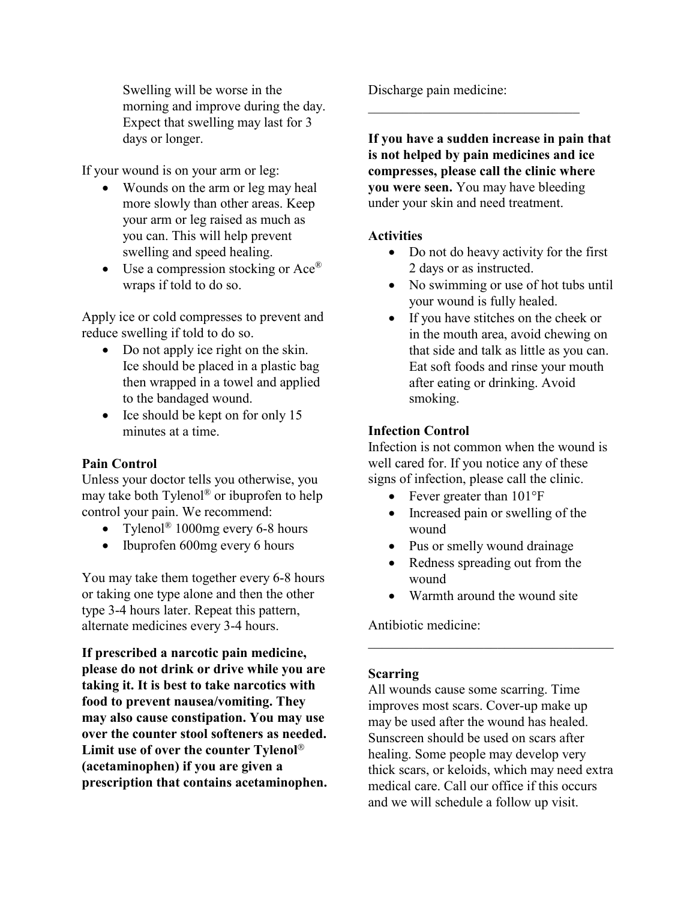Swelling will be worse in the morning and improve during the day. Expect that swelling may last for 3 days or longer.

If your wound is on your arm or leg:

- Wounds on the arm or leg may heal more slowly than other areas. Keep your arm or leg raised as much as you can. This will help prevent swelling and speed healing.
- Use a compression stocking or Ace® wraps if told to do so.

Apply ice or cold compresses to prevent and reduce swelling if told to do so.

- Do not apply ice right on the skin. Ice should be placed in a plastic bag then wrapped in a towel and applied to the bandaged wound.
- Ice should be kept on for only 15 minutes at a time.

**Pain Control**

Unless your doctor tells you otherwise, you may take both Tylenol® or ibuprofen to help control your pain. We recommend:

- Tylenol® 1000mg every 6-8 hours
- Ibuprofen 600mg every 6 hours

You may take them together every 6-8 hours or taking one type alone and then the other type 3-4 hours later. Repeat this pattern, alternate medicines every 3-4 hours.

**If prescribed a narcotic pain medicine, please do not drink or drive while you are taking it. It is best to take narcotics with food to prevent nausea/vomiting. They may also cause constipation. You may use over the counter stool softeners as needed. Limit use of over the counter Tylenol® (acetaminophen) if you are given a prescription that contains acetaminophen.**

Discharge pain medicine: ________________________________

**If you have a sudden increase in pain that is not helped by pain medicines and ice compresses, please call the clinic where you were seen.** You may have bleeding under your skin and need treatment.

**Activities**

- Do not do heavy activity for the first 2 days or as instructed.
- No swimming or use of hot tubs until your wound is fully healed.
- If you have stitches on the cheek or in the mouth area, avoid chewing on that side and talk as little as you can. Eat soft foods and rinse your mouth after eating or drinking. Avoid smoking.

**Infection Control**

Infection is not common when the wound is well cared for. If you notice any of these signs of infection, please call the clinic.

- Fever greater than 101°F
- Increased pain or swelling of the wound
- Pus or smelly wound drainage
- Redness spreading out from the wound
- Warmth around the wound site

Antibiotic medicine: ________________________________

**Scarring**

All wounds cause some scarring. Time improves most scars. Cover-up make up may be used after the wound has healed. Sunscreen should be used on scars after healing. Some people may develop very thick scars, or keloids, which may need extra medical care. Call our office if this occurs and we will schedule a follow up visit.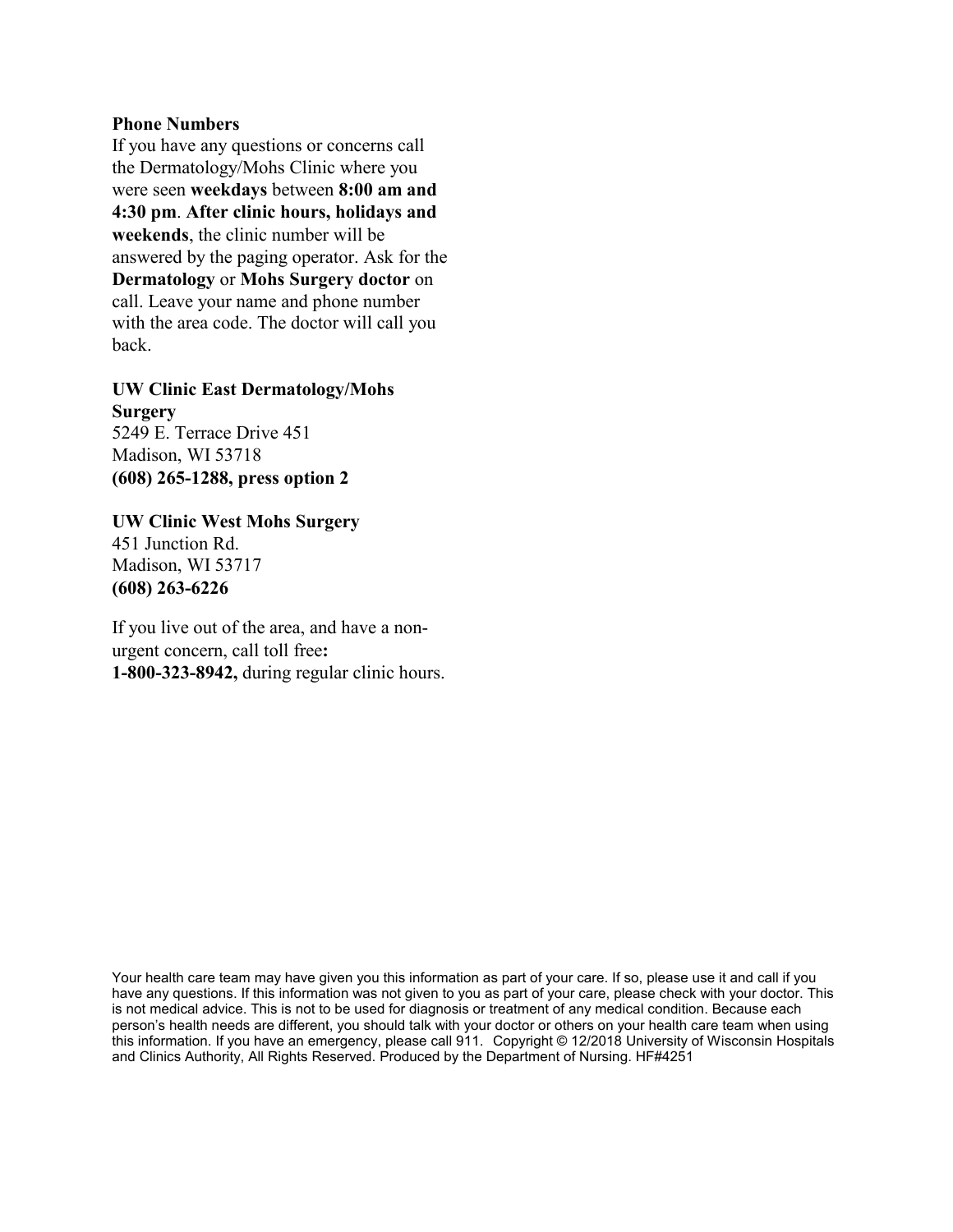## Phone Numbers

If you have any questions or concerns call the Dermatology/Mohs Clinic where you were seen **weekdays** between **8:00 am and 4:30 pm**. **After clinic hours, holidays and weekends**, the clinic number will be answered by the paging operator. Ask for the **Dermatology** or **Mohs Surgery doctor** on call. Leave your name and phone number with the area code. The doctor will call you back.

**UW Clinic East Dermatology/Mohs Surgery**
5249 E. Terrace Drive 451
Madison, WI 53718
**(608) 265-1288, press option 2**

**UW Clinic West Mohs Surgery**
451 Junction Rd.
Madison, WI 53717
**(608) 263-6226**

If you live out of the area, and have a non-urgent concern, call toll free**:**
**1-800-323-8942,** during regular clinic hours.

Your health care team may have given you this information as part of your care. If so, please use it and call if you have any questions. If this information was not given to you as part of your care, please check with your doctor. This is not medical advice. This is not to be used for diagnosis or treatment of any medical condition. Because each person's health needs are different, you should talk with your doctor or others on your health care team when using this information. If you have an emergency, please call 911. Copyright © 12/2018 University of Wisconsin Hospitals and Clinics Authority, All Rights Reserved. Produced by the Department of Nursing. HF#4251